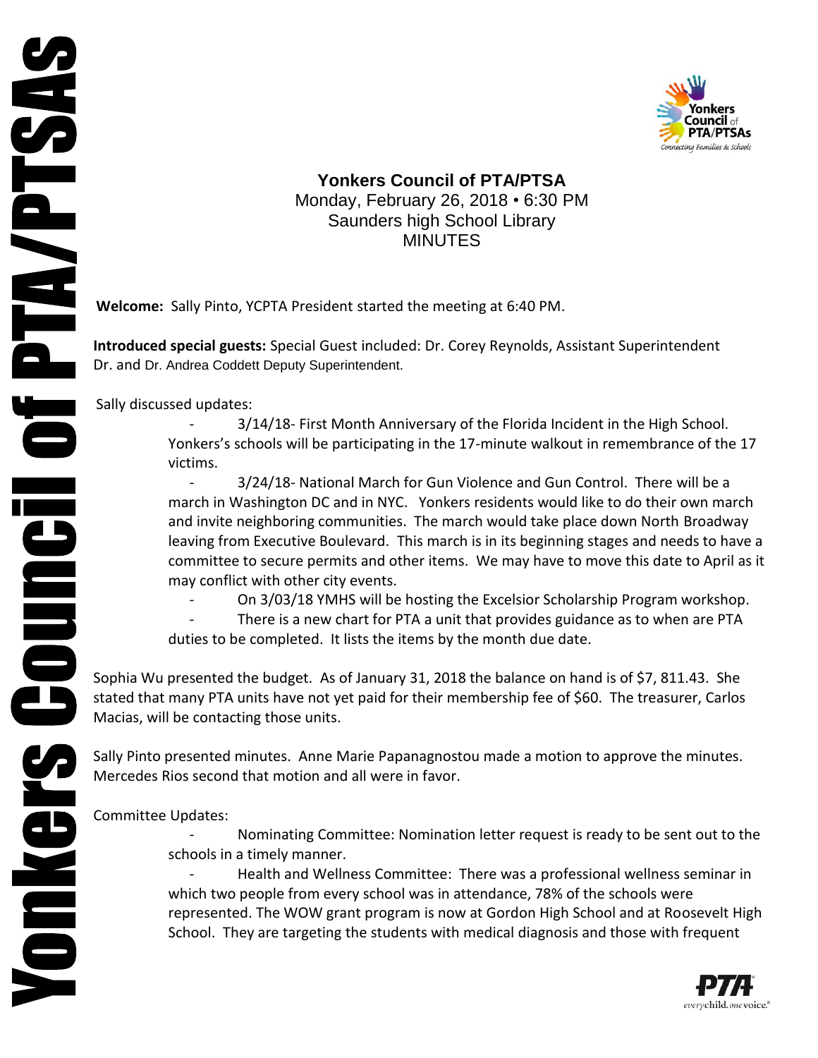# Yonkers Council of PTA/PTSA

Monday, February 26, 2018 • 6:30 PM
Saunders high School Library
MINUTES

**Welcome:** Sally Pinto, YCPTA President started the meeting at 6:40 PM.

**Introduced special guests:** Special Guest included: Dr. Corey Reynolds, Assistant Superintendent Dr. and Dr. Andrea Coddett Deputy Superintendent.

Sally discussed updates:

- 3/14/18- First Month Anniversary of the Florida Incident in the High School. Yonkers's schools will be participating in the 17-minute walkout in remembrance of the 17 victims.
- 3/24/18- National March for Gun Violence and Gun Control. There will be a march in Washington DC and in NYC. Yonkers residents would like to do their own march and invite neighboring communities. The march would take place down North Broadway leaving from Executive Boulevard. This march is in its beginning stages and needs to have a committee to secure permits and other items. We may have to move this date to April as it may conflict with other city events.
- On 3/03/18 YMHS will be hosting the Excelsior Scholarship Program workshop.
- There is a new chart for PTA a unit that provides guidance as to when are PTA duties to be completed. It lists the items by the month due date.

Sophia Wu presented the budget. As of January 31, 2018 the balance on hand is of $7, 811.43. She stated that many PTA units have not yet paid for their membership fee of $60. The treasurer, Carlos Macias, will be contacting those units.

Sally Pinto presented minutes. Anne Marie Papanagnostou made a motion to approve the minutes. Mercedes Rios second that motion and all were in favor.

Committee Updates:

- Nominating Committee: Nomination letter request is ready to be sent out to the schools in a timely manner.
- Health and Wellness Committee: There was a professional wellness seminar in which two people from every school was in attendance, 78% of the schools were represented. The WOW grant program is now at Gordon High School and at Roosevelt High School. They are targeting the students with medical diagnosis and those with frequent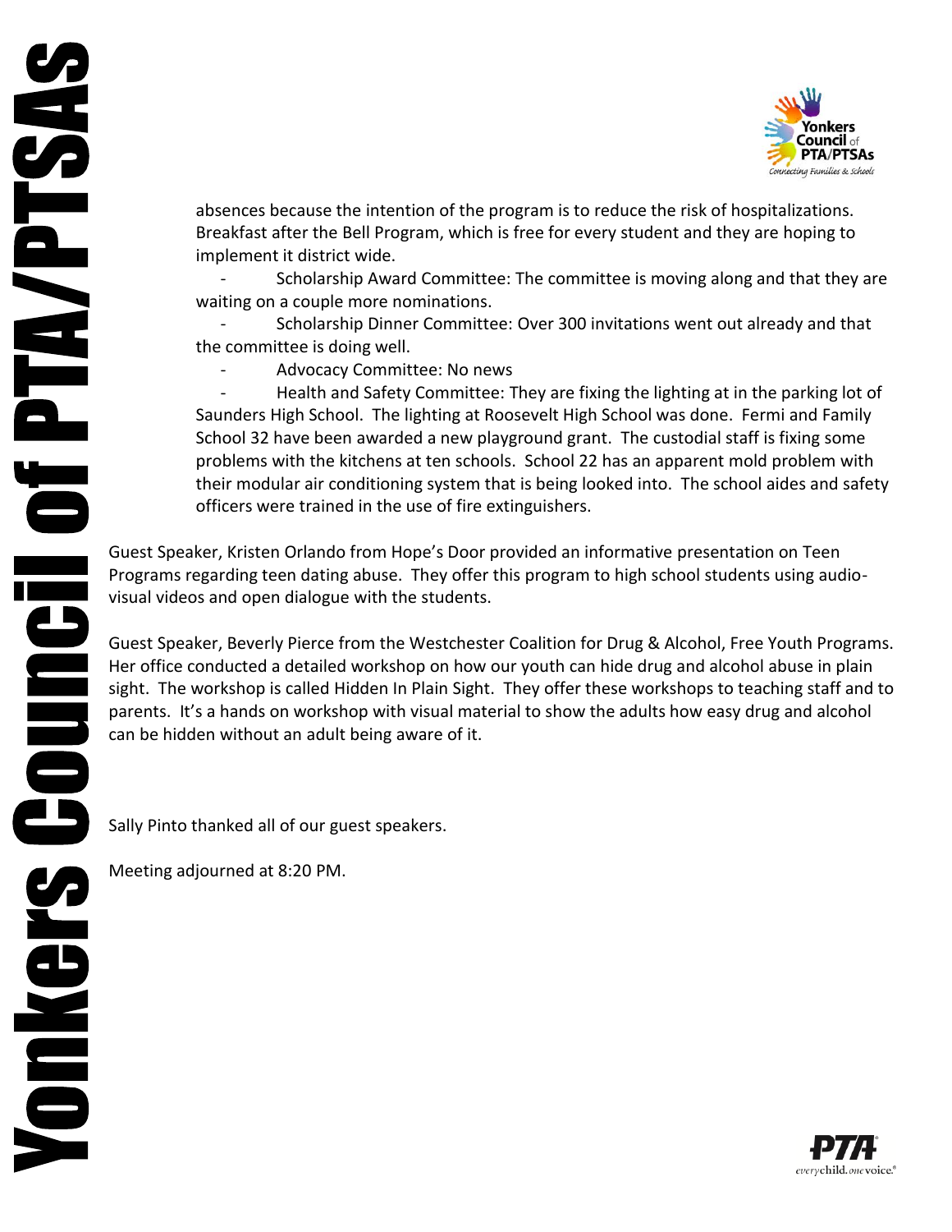absences because the intention of the program is to reduce the risk of hospitalizations. Breakfast after the Bell Program, which is free for every student and they are hoping to implement it district wide.

- Scholarship Award Committee: The committee is moving along and that they are waiting on a couple more nominations.
- Scholarship Dinner Committee: Over 300 invitations went out already and that the committee is doing well.
- Advocacy Committee: No news
- Health and Safety Committee: They are fixing the lighting at in the parking lot of Saunders High School. The lighting at Roosevelt High School was done. Fermi and Family School 32 have been awarded a new playground grant. The custodial staff is fixing some problems with the kitchens at ten schools. School 22 has an apparent mold problem with their modular air conditioning system that is being looked into. The school aides and safety officers were trained in the use of fire extinguishers.

Guest Speaker, Kristen Orlando from Hope's Door provided an informative presentation on Teen Programs regarding teen dating abuse. They offer this program to high school students using audio-visual videos and open dialogue with the students.

Guest Speaker, Beverly Pierce from the Westchester Coalition for Drug & Alcohol, Free Youth Programs. Her office conducted a detailed workshop on how our youth can hide drug and alcohol abuse in plain sight. The workshop is called Hidden In Plain Sight. They offer these workshops to teaching staff and to parents. It's a hands on workshop with visual material to show the adults how easy drug and alcohol can be hidden without an adult being aware of it.

Sally Pinto thanked all of our guest speakers.

Meeting adjourned at 8:20 PM.